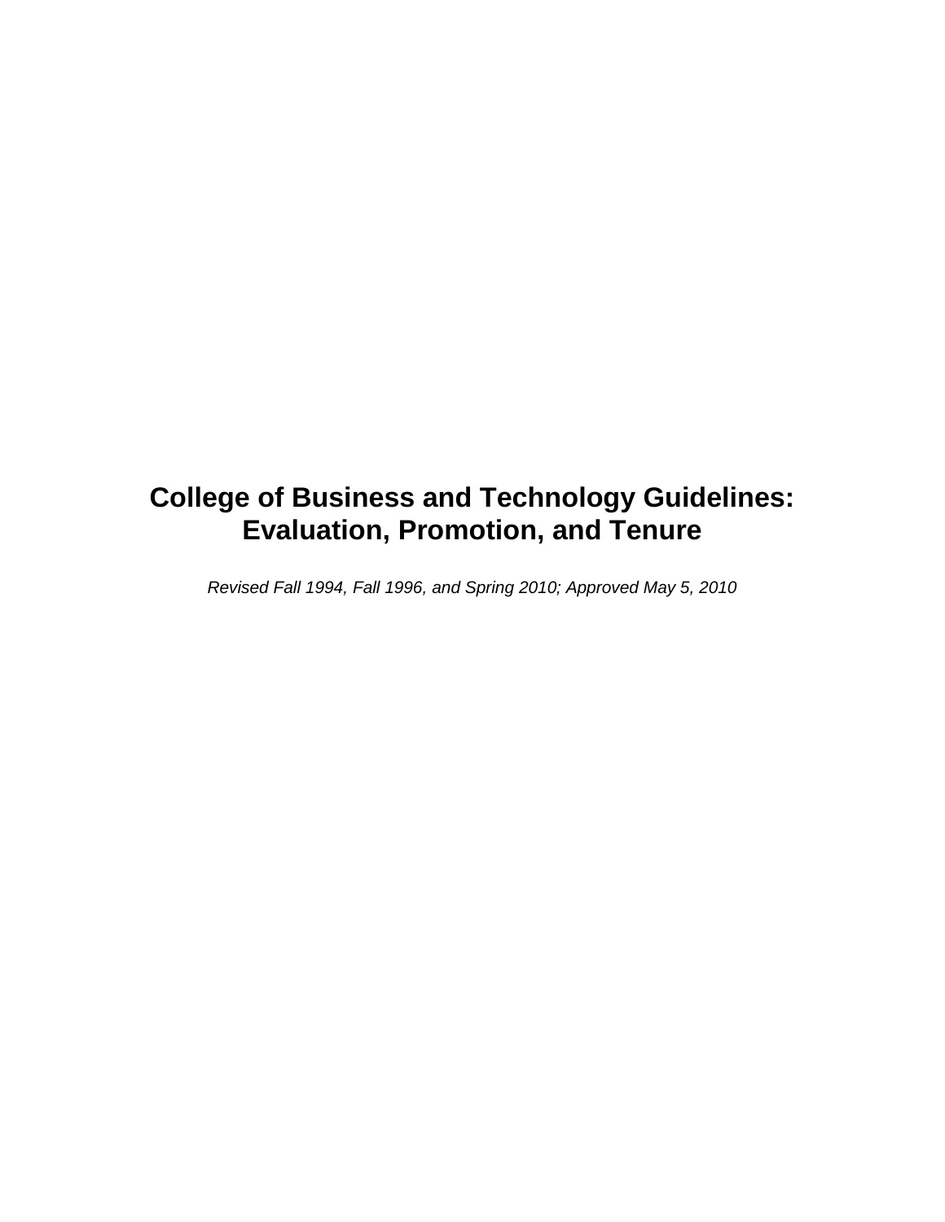# College of Business and Technology Guidelines: Evaluation, Promotion, and Tenure

*Revised Fall 1994, Fall 1996, and Spring 2010; Approved May 5, 2010*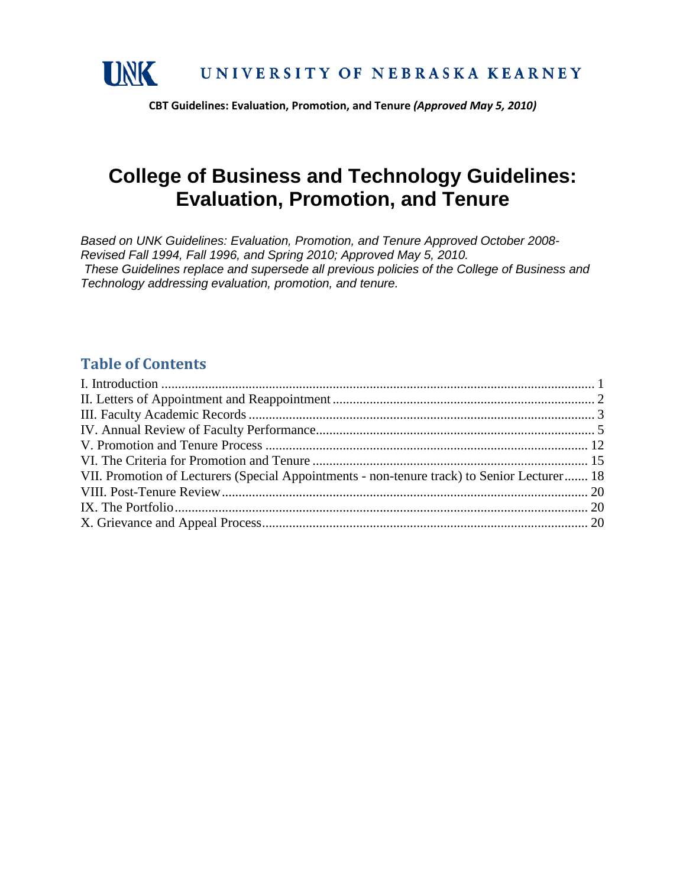**CBT Guidelines: Evaluation, Promotion, and Tenure** ***(Approved May 5, 2010)***

# College of Business and Technology Guidelines: Evaluation, Promotion, and Tenure

*Based on UNK Guidelines: Evaluation, Promotion, and Tenure Approved October 2008-Revised Fall 1994, Fall 1996, and Spring 2010; Approved May 5, 2010.*
*These Guidelines replace and supersede all previous policies of the College of Business and Technology addressing evaluation, promotion, and tenure.*

## Table of Contents

I. Introduction ........ 1
II. Letters of Appointment and Reappointment ........ 2
III. Faculty Academic Records ........ 3
IV. Annual Review of Faculty Performance ........ 5
V. Promotion and Tenure Process ........ 12
VI. The Criteria for Promotion and Tenure ........ 15
VII. Promotion of Lecturers (Special Appointments - non-tenure track) to Senior Lecturer ........ 18
VIII. Post-Tenure Review ........ 20
IX. The Portfolio ........ 20
X. Grievance and Appeal Process ........ 20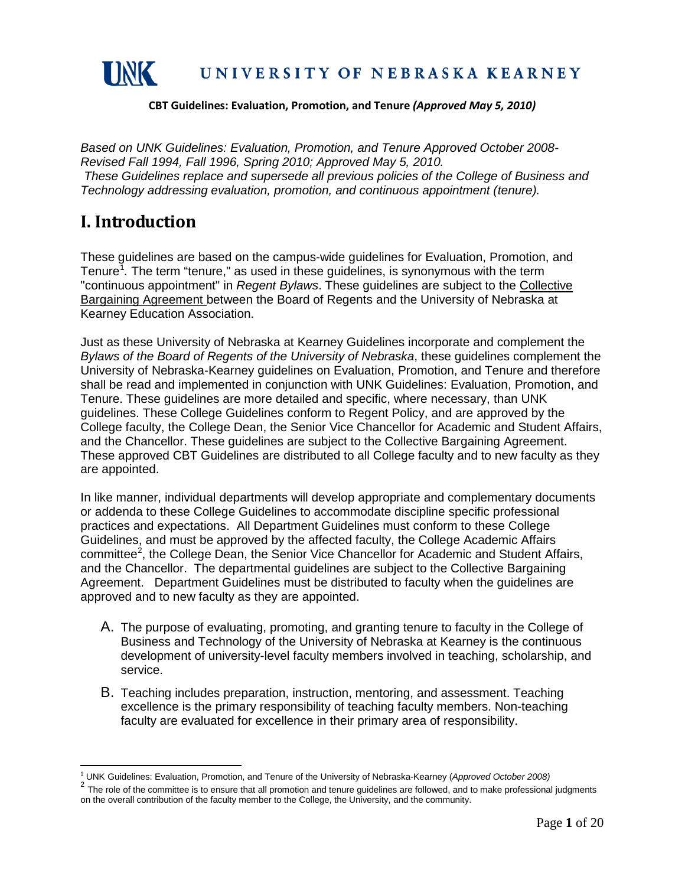# UNK UNIVERSITY OF NEBRASKA KEARNEY

**CBT Guidelines: Evaluation, Promotion, and Tenure** ***(Approved May 5, 2010)***

*Based on UNK Guidelines: Evaluation, Promotion, and Tenure Approved October 2008- Revised Fall 1994, Fall 1996, Spring 2010; Approved May 5, 2010.*
*These Guidelines replace and supersede all previous policies of the College of Business and Technology addressing evaluation, promotion, and continuous appointment (tenure).*

# I. Introduction

These guidelines are based on the campus-wide guidelines for Evaluation, Promotion, and Tenure[1]. The term "tenure," as used in these guidelines, is synonymous with the term "continuous appointment" in *Regent Bylaws*. These guidelines are subject to the Collective Bargaining Agreement between the Board of Regents and the University of Nebraska at Kearney Education Association.

Just as these University of Nebraska at Kearney Guidelines incorporate and complement the *Bylaws of the Board of Regents of the University of Nebraska*, these guidelines complement the University of Nebraska-Kearney guidelines on Evaluation, Promotion, and Tenure and therefore shall be read and implemented in conjunction with UNK Guidelines: Evaluation, Promotion, and Tenure. These guidelines are more detailed and specific, where necessary, than UNK guidelines. These College Guidelines conform to Regent Policy, and are approved by the College faculty, the College Dean, the Senior Vice Chancellor for Academic and Student Affairs, and the Chancellor. These guidelines are subject to the Collective Bargaining Agreement. These approved CBT Guidelines are distributed to all College faculty and to new faculty as they are appointed.

In like manner, individual departments will develop appropriate and complementary documents or addenda to these College Guidelines to accommodate discipline specific professional practices and expectations. All Department Guidelines must conform to these College Guidelines, and must be approved by the affected faculty, the College Academic Affairs committee[2], the College Dean, the Senior Vice Chancellor for Academic and Student Affairs, and the Chancellor. The departmental guidelines are subject to the Collective Bargaining Agreement. Department Guidelines must be distributed to faculty when the guidelines are approved and to new faculty as they are appointed.

A. The purpose of evaluating, promoting, and granting tenure to faculty in the College of Business and Technology of the University of Nebraska at Kearney is the continuous development of university-level faculty members involved in teaching, scholarship, and service.

B. Teaching includes preparation, instruction, mentoring, and assessment. Teaching excellence is the primary responsibility of teaching faculty members. Non-teaching faculty are evaluated for excellence in their primary area of responsibility.

---

[1] UNK Guidelines: Evaluation, Promotion, and Tenure of the University of Nebraska-Kearney (*Approved October 2008)*

[2] The role of the committee is to ensure that all promotion and tenure guidelines are followed, and to make professional judgments on the overall contribution of the faculty member to the College, the University, and the community.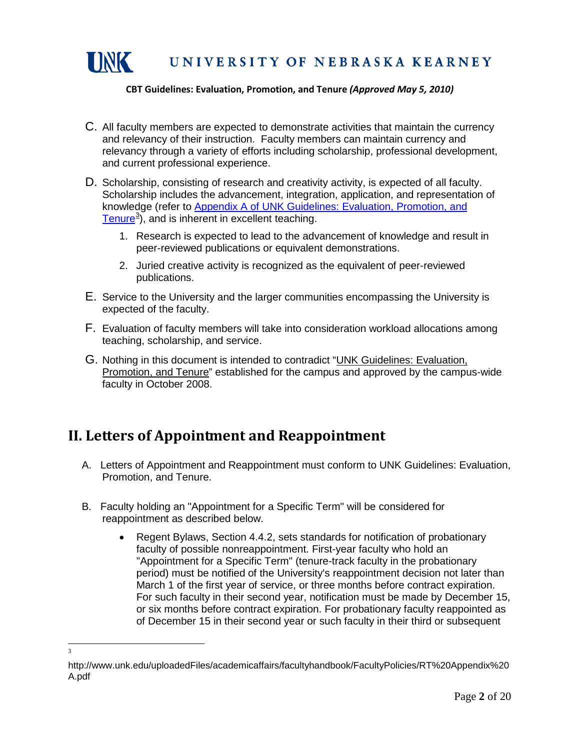C. All faculty members are expected to demonstrate activities that maintain the currency and relevancy of their instruction. Faculty members can maintain currency and relevancy through a variety of efforts including scholarship, professional development, and current professional experience.

D. Scholarship, consisting of research and creativity activity, is expected of all faculty. Scholarship includes the advancement, integration, application, and representation of knowledge (refer to Appendix A of UNK Guidelines: Evaluation, Promotion, and Tenure[3]), and is inherent in excellent teaching.

1. Research is expected to lead to the advancement of knowledge and result in peer-reviewed publications or equivalent demonstrations.
2. Juried creative activity is recognized as the equivalent of peer-reviewed publications.

E. Service to the University and the larger communities encompassing the University is expected of the faculty.

F. Evaluation of faculty members will take into consideration workload allocations among teaching, scholarship, and service.

G. Nothing in this document is intended to contradict "UNK Guidelines: Evaluation, Promotion, and Tenure" established for the campus and approved by the campus-wide faculty in October 2008.

## II. Letters of Appointment and Reappointment

A. Letters of Appointment and Reappointment must conform to UNK Guidelines: Evaluation, Promotion, and Tenure.

B. Faculty holding an "Appointment for a Specific Term" will be considered for reappointment as described below.

- Regent Bylaws, Section 4.4.2, sets standards for notification of probationary faculty of possible nonreappointment. First-year faculty who hold an "Appointment for a Specific Term" (tenure-track faculty in the probationary period) must be notified of the University's reappointment decision not later than March 1 of the first year of service, or three months before contract expiration. For such faculty in their second year, notification must be made by December 15, or six months before contract expiration. For probationary faculty reappointed as of December 15 in their second year or such faculty in their third or subsequent

[3] http://www.unk.edu/uploadedFiles/academicaffairs/facultyhandbook/FacultyPolicies/RT%20Appendix%20A.pdf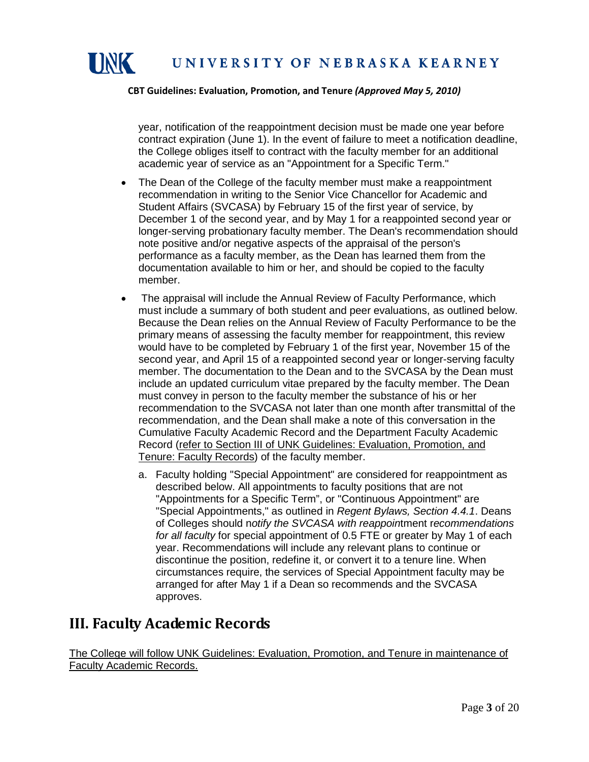year, notification of the reappointment decision must be made one year before contract expiration (June 1). In the event of failure to meet a notification deadline, the College obliges itself to contract with the faculty member for an additional academic year of service as an "Appointment for a Specific Term."

- The Dean of the College of the faculty member must make a reappointment recommendation in writing to the Senior Vice Chancellor for Academic and Student Affairs (SVCASA) by February 15 of the first year of service, by December 1 of the second year, and by May 1 for a reappointed second year or longer-serving probationary faculty member. The Dean's recommendation should note positive and/or negative aspects of the appraisal of the person's performance as a faculty member, as the Dean has learned them from the documentation available to him or her, and should be copied to the faculty member.
- The appraisal will include the Annual Review of Faculty Performance, which must include a summary of both student and peer evaluations, as outlined below. Because the Dean relies on the Annual Review of Faculty Performance to be the primary means of assessing the faculty member for reappointment, this review would have to be completed by February 1 of the first year, November 15 of the second year, and April 15 of a reappointed second year or longer-serving faculty member. The documentation to the Dean and to the SVCASA by the Dean must include an updated curriculum vitae prepared by the faculty member. The Dean must convey in person to the faculty member the substance of his or her recommendation to the SVCASA not later than one month after transmittal of the recommendation, and the Dean shall make a note of this conversation in the Cumulative Faculty Academic Record and the Department Faculty Academic Record (refer to Section III of UNK Guidelines: Evaluation, Promotion, and Tenure: Faculty Records) of the faculty member.

  a. Faculty holding "Special Appointment" are considered for reappointment as described below. All appointments to faculty positions that are not "Appointments for a Specific Term", or "Continuous Appointment" are "Special Appointments," as outlined in *Regent Bylaws, Section 4.4.1*. Deans of Colleges should n*otify the SVCASA with reappoin*tment r*ecommendations for all faculty* for special appointment of 0.5 FTE or greater by May 1 of each year. Recommendations will include any relevant plans to continue or discontinue the position, redefine it, or convert it to a tenure line. When circumstances require, the services of Special Appointment faculty may be arranged for after May 1 if a Dean so recommends and the SVCASA approves.

## III. Faculty Academic Records

The College will follow UNK Guidelines: Evaluation, Promotion, and Tenure in maintenance of Faculty Academic Records.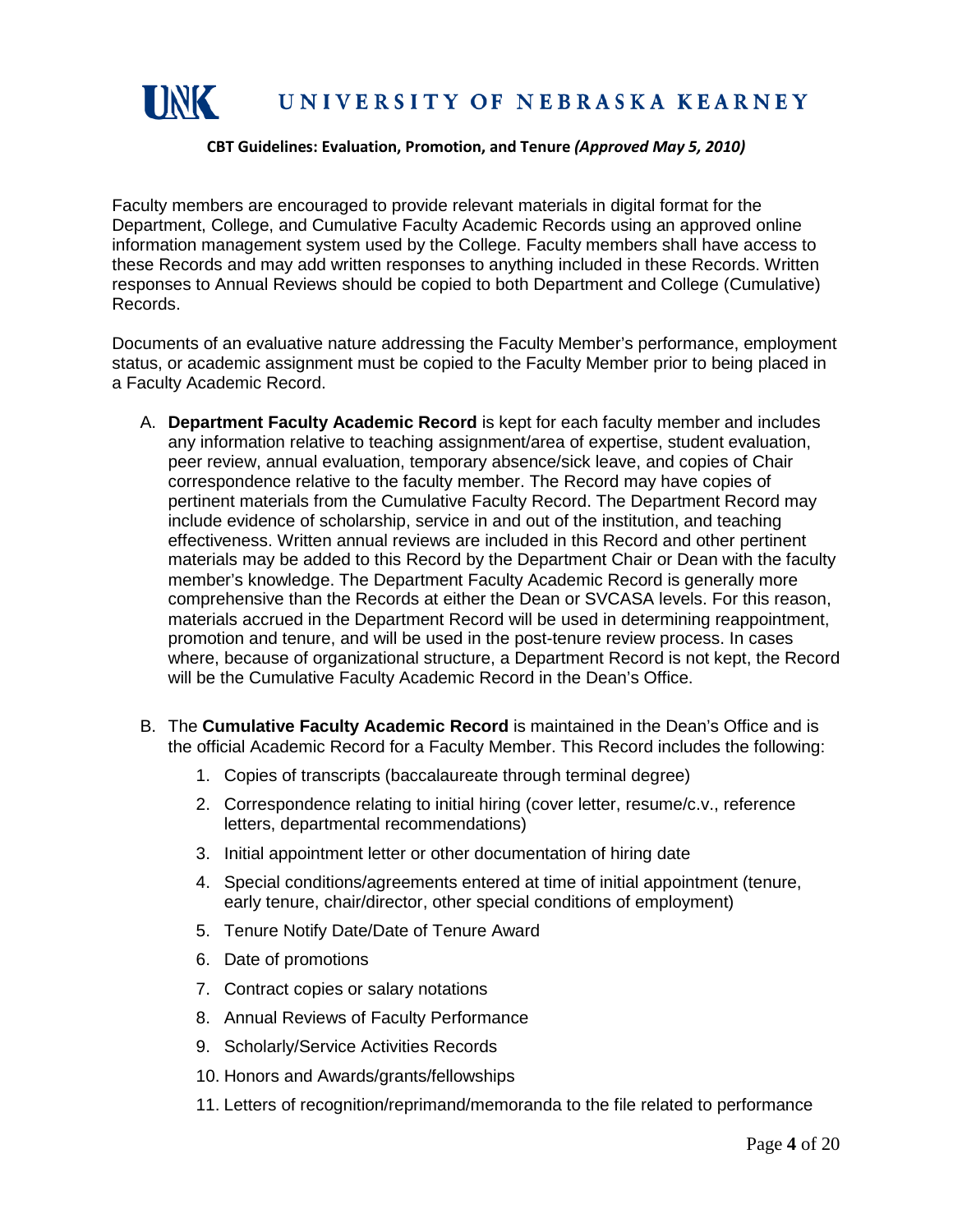Faculty members are encouraged to provide relevant materials in digital format for the Department, College, and Cumulative Faculty Academic Records using an approved online information management system used by the College. Faculty members shall have access to these Records and may add written responses to anything included in these Records. Written responses to Annual Reviews should be copied to both Department and College (Cumulative) Records.

Documents of an evaluative nature addressing the Faculty Member's performance, employment status, or academic assignment must be copied to the Faculty Member prior to being placed in a Faculty Academic Record.

A. **Department Faculty Academic Record** is kept for each faculty member and includes any information relative to teaching assignment/area of expertise, student evaluation, peer review, annual evaluation, temporary absence/sick leave, and copies of Chair correspondence relative to the faculty member. The Record may have copies of pertinent materials from the Cumulative Faculty Record. The Department Record may include evidence of scholarship, service in and out of the institution, and teaching effectiveness. Written annual reviews are included in this Record and other pertinent materials may be added to this Record by the Department Chair or Dean with the faculty member's knowledge. The Department Faculty Academic Record is generally more comprehensive than the Records at either the Dean or SVCASA levels. For this reason, materials accrued in the Department Record will be used in determining reappointment, promotion and tenure, and will be used in the post-tenure review process. In cases where, because of organizational structure, a Department Record is not kept, the Record will be the Cumulative Faculty Academic Record in the Dean's Office.

B. The **Cumulative Faculty Academic Record** is maintained in the Dean's Office and is the official Academic Record for a Faculty Member. This Record includes the following:

   1. Copies of transcripts (baccalaureate through terminal degree)
   2. Correspondence relating to initial hiring (cover letter, resume/c.v., reference letters, departmental recommendations)
   3. Initial appointment letter or other documentation of hiring date
   4. Special conditions/agreements entered at time of initial appointment (tenure, early tenure, chair/director, other special conditions of employment)
   5. Tenure Notify Date/Date of Tenure Award
   6. Date of promotions
   7. Contract copies or salary notations
   8. Annual Reviews of Faculty Performance
   9. Scholarly/Service Activities Records
   10. Honors and Awards/grants/fellowships
   11. Letters of recognition/reprimand/memoranda to the file related to performance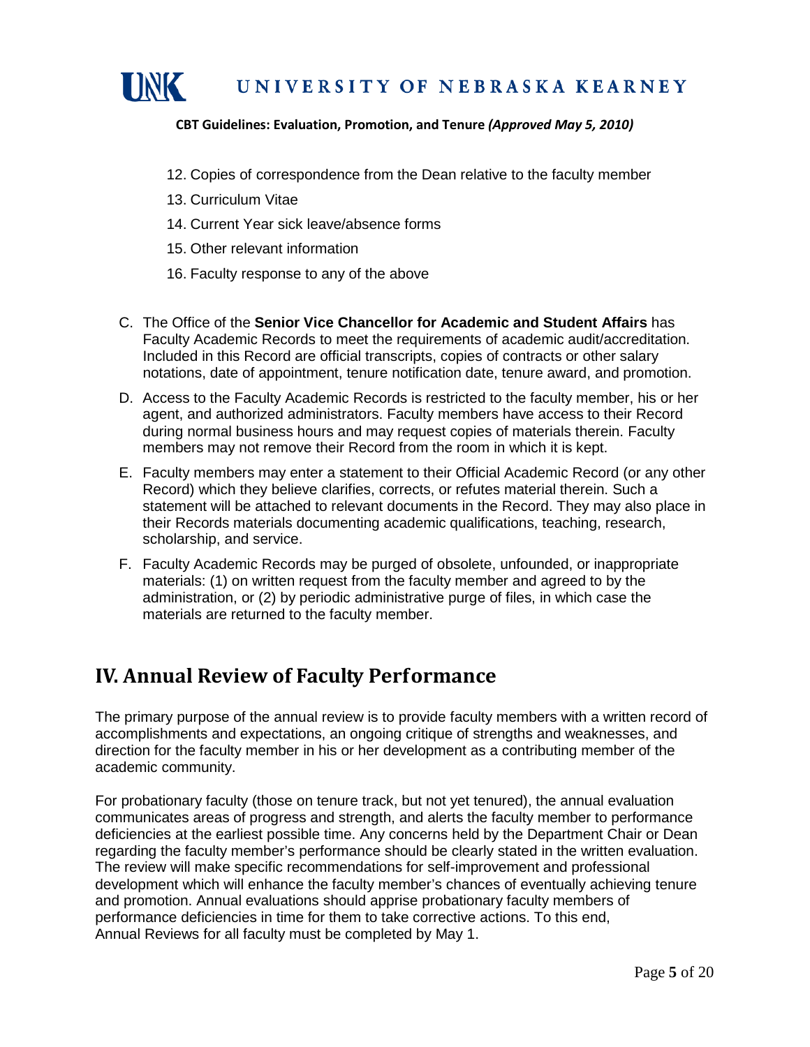12. Copies of correspondence from the Dean relative to the faculty member
13. Curriculum Vitae
14. Current Year sick leave/absence forms
15. Other relevant information
16. Faculty response to any of the above

C. The Office of the **Senior Vice Chancellor for Academic and Student Affairs** has Faculty Academic Records to meet the requirements of academic audit/accreditation. Included in this Record are official transcripts, copies of contracts or other salary notations, date of appointment, tenure notification date, tenure award, and promotion.

D. Access to the Faculty Academic Records is restricted to the faculty member, his or her agent, and authorized administrators. Faculty members have access to their Record during normal business hours and may request copies of materials therein. Faculty members may not remove their Record from the room in which it is kept.

E. Faculty members may enter a statement to their Official Academic Record (or any other Record) which they believe clarifies, corrects, or refutes material therein. Such a statement will be attached to relevant documents in the Record. They may also place in their Records materials documenting academic qualifications, teaching, research, scholarship, and service.

F. Faculty Academic Records may be purged of obsolete, unfounded, or inappropriate materials: (1) on written request from the faculty member and agreed to by the administration, or (2) by periodic administrative purge of files, in which case the materials are returned to the faculty member.

## IV. Annual Review of Faculty Performance

The primary purpose of the annual review is to provide faculty members with a written record of accomplishments and expectations, an ongoing critique of strengths and weaknesses, and direction for the faculty member in his or her development as a contributing member of the academic community.

For probationary faculty (those on tenure track, but not yet tenured), the annual evaluation communicates areas of progress and strength, and alerts the faculty member to performance deficiencies at the earliest possible time. Any concerns held by the Department Chair or Dean regarding the faculty member's performance should be clearly stated in the written evaluation. The review will make specific recommendations for self-improvement and professional development which will enhance the faculty member's chances of eventually achieving tenure and promotion. Annual evaluations should apprise probationary faculty members of performance deficiencies in time for them to take corrective actions. To this end, Annual Reviews for all faculty must be completed by May 1.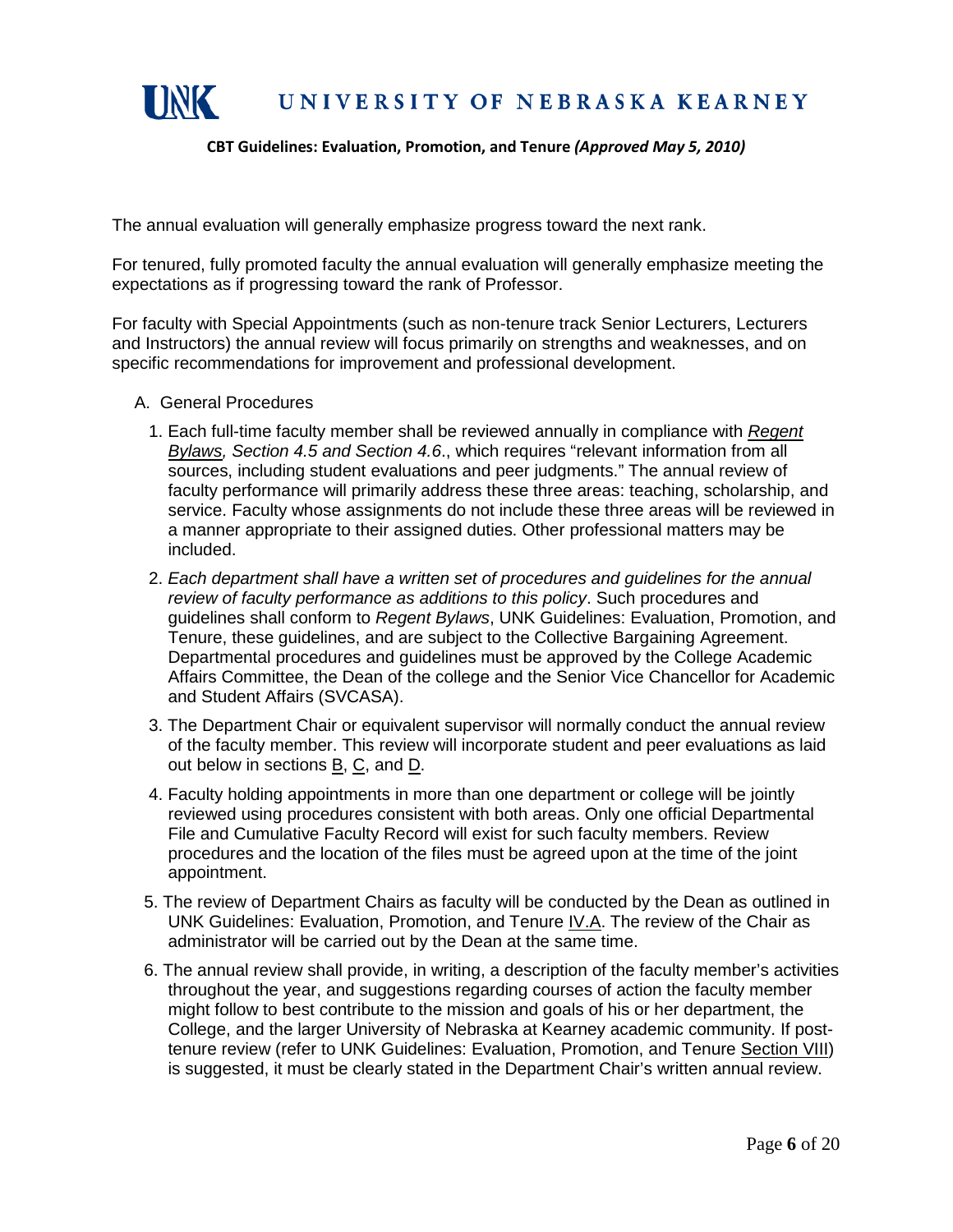The annual evaluation will generally emphasize progress toward the next rank.

For tenured, fully promoted faculty the annual evaluation will generally emphasize meeting the expectations as if progressing toward the rank of Professor.

For faculty with Special Appointments (such as non-tenure track Senior Lecturers, Lecturers and Instructors) the annual review will focus primarily on strengths and weaknesses, and on specific recommendations for improvement and professional development.

A. General Procedures

1. Each full-time faculty member shall be reviewed annually in compliance with *Regent Bylaws, Section 4.5 and Section 4.6*., which requires "relevant information from all sources, including student evaluations and peer judgments." The annual review of faculty performance will primarily address these three areas: teaching, scholarship, and service. Faculty whose assignments do not include these three areas will be reviewed in a manner appropriate to their assigned duties. Other professional matters may be included.
2. *Each department shall have a written set of procedures and guidelines for the annual review of faculty performance as additions to this policy*. Such procedures and guidelines shall conform to *Regent Bylaws*, UNK Guidelines: Evaluation, Promotion, and Tenure, these guidelines, and are subject to the Collective Bargaining Agreement. Departmental procedures and guidelines must be approved by the College Academic Affairs Committee, the Dean of the college and the Senior Vice Chancellor for Academic and Student Affairs (SVCASA).
3. The Department Chair or equivalent supervisor will normally conduct the annual review of the faculty member. This review will incorporate student and peer evaluations as laid out below in sections B, C, and D.
4. Faculty holding appointments in more than one department or college will be jointly reviewed using procedures consistent with both areas. Only one official Departmental File and Cumulative Faculty Record will exist for such faculty members. Review procedures and the location of the files must be agreed upon at the time of the joint appointment.
5. The review of Department Chairs as faculty will be conducted by the Dean as outlined in UNK Guidelines: Evaluation, Promotion, and Tenure IV.A. The review of the Chair as administrator will be carried out by the Dean at the same time.
6. The annual review shall provide, in writing, a description of the faculty member's activities throughout the year, and suggestions regarding courses of action the faculty member might follow to best contribute to the mission and goals of his or her department, the College, and the larger University of Nebraska at Kearney academic community. If post-tenure review (refer to UNK Guidelines: Evaluation, Promotion, and Tenure Section VIII) is suggested, it must be clearly stated in the Department Chair's written annual review.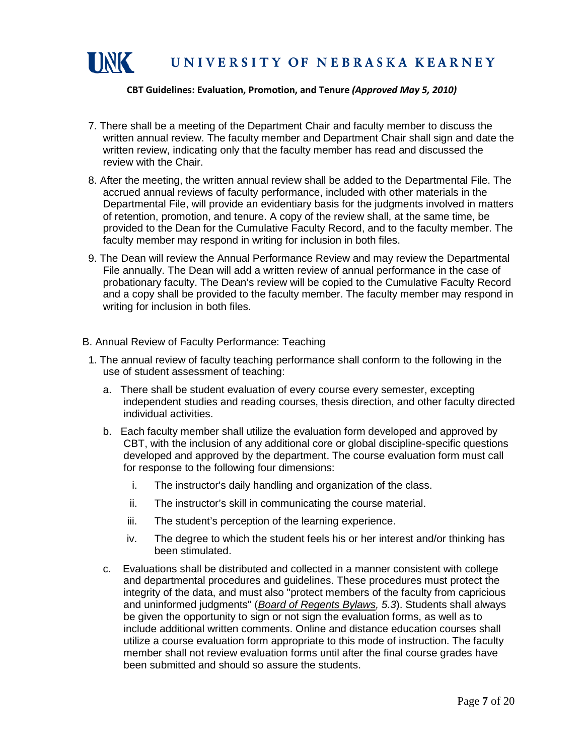7. There shall be a meeting of the Department Chair and faculty member to discuss the written annual review. The faculty member and Department Chair shall sign and date the written review, indicating only that the faculty member has read and discussed the review with the Chair.

8. After the meeting, the written annual review shall be added to the Departmental File. The accrued annual reviews of faculty performance, included with other materials in the Departmental File, will provide an evidentiary basis for the judgments involved in matters of retention, promotion, and tenure. A copy of the review shall, at the same time, be provided to the Dean for the Cumulative Faculty Record, and to the faculty member. The faculty member may respond in writing for inclusion in both files.

9. The Dean will review the Annual Performance Review and may review the Departmental File annually. The Dean will add a written review of annual performance in the case of probationary faculty. The Dean's review will be copied to the Cumulative Faculty Record and a copy shall be provided to the faculty member. The faculty member may respond in writing for inclusion in both files.

B. Annual Review of Faculty Performance: Teaching

1. The annual review of faculty teaching performance shall conform to the following in the use of student assessment of teaching:

   a. There shall be student evaluation of every course every semester, excepting independent studies and reading courses, thesis direction, and other faculty directed individual activities.

   b. Each faculty member shall utilize the evaluation form developed and approved by CBT, with the inclusion of any additional core or global discipline-specific questions developed and approved by the department. The course evaluation form must call for response to the following four dimensions:

      i. The instructor's daily handling and organization of the class.

      ii. The instructor's skill in communicating the course material.

      iii. The student's perception of the learning experience.

      iv. The degree to which the student feels his or her interest and/or thinking has been stimulated.

   c. Evaluations shall be distributed and collected in a manner consistent with college and departmental procedures and guidelines. These procedures must protect the integrity of the data, and must also "protect members of the faculty from capricious and uninformed judgments" (*Board of Regents Bylaws, 5.3*). Students shall always be given the opportunity to sign or not sign the evaluation forms, as well as to include additional written comments. Online and distance education courses shall utilize a course evaluation form appropriate to this mode of instruction. The faculty member shall not review evaluation forms until after the final course grades have been submitted and should so assure the students.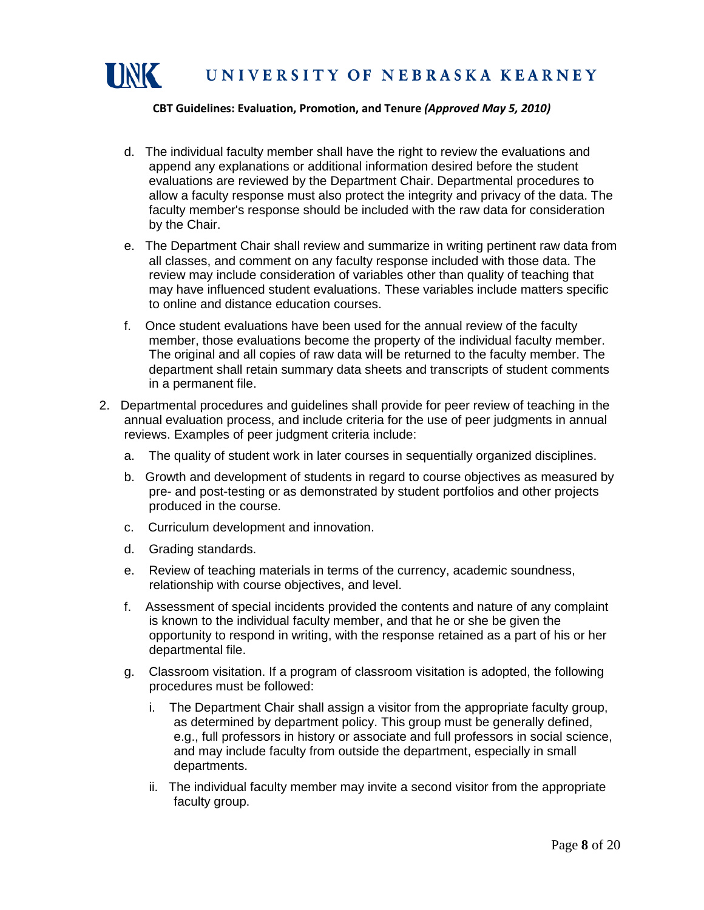d. The individual faculty member shall have the right to review the evaluations and append any explanations or additional information desired before the student evaluations are reviewed by the Department Chair. Departmental procedures to allow a faculty response must also protect the integrity and privacy of the data. The faculty member's response should be included with the raw data for consideration by the Chair.

e. The Department Chair shall review and summarize in writing pertinent raw data from all classes, and comment on any faculty response included with those data. The review may include consideration of variables other than quality of teaching that may have influenced student evaluations. These variables include matters specific to online and distance education courses.

f. Once student evaluations have been used for the annual review of the faculty member, those evaluations become the property of the individual faculty member. The original and all copies of raw data will be returned to the faculty member. The department shall retain summary data sheets and transcripts of student comments in a permanent file.

2. Departmental procedures and guidelines shall provide for peer review of teaching in the annual evaluation process, and include criteria for the use of peer judgments in annual reviews. Examples of peer judgment criteria include:

   a. The quality of student work in later courses in sequentially organized disciplines.

   b. Growth and development of students in regard to course objectives as measured by pre- and post-testing or as demonstrated by student portfolios and other projects produced in the course.

   c. Curriculum development and innovation.

   d. Grading standards.

   e. Review of teaching materials in terms of the currency, academic soundness, relationship with course objectives, and level.

   f. Assessment of special incidents provided the contents and nature of any complaint is known to the individual faculty member, and that he or she be given the opportunity to respond in writing, with the response retained as a part of his or her departmental file.

   g. Classroom visitation. If a program of classroom visitation is adopted, the following procedures must be followed:

      i. The Department Chair shall assign a visitor from the appropriate faculty group, as determined by department policy. This group must be generally defined, e.g., full professors in history or associate and full professors in social science, and may include faculty from outside the department, especially in small departments.

      ii. The individual faculty member may invite a second visitor from the appropriate faculty group.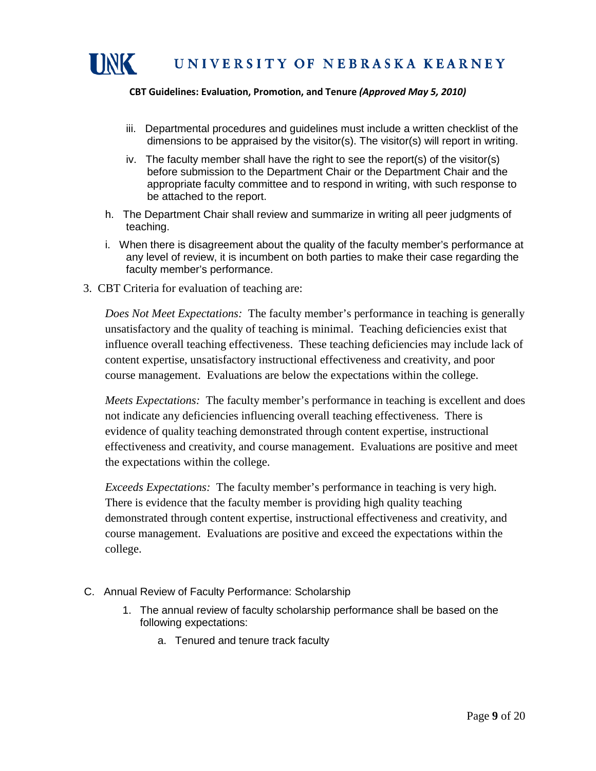iii. Departmental procedures and guidelines must include a written checklist of the dimensions to be appraised by the visitor(s). The visitor(s) will report in writing.

iv. The faculty member shall have the right to see the report(s) of the visitor(s) before submission to the Department Chair or the Department Chair and the appropriate faculty committee and to respond in writing, with such response to be attached to the report.

h. The Department Chair shall review and summarize in writing all peer judgments of teaching.

i. When there is disagreement about the quality of the faculty member's performance at any level of review, it is incumbent on both parties to make their case regarding the faculty member's performance.

3. CBT Criteria for evaluation of teaching are:

*Does Not Meet Expectations:* The faculty member's performance in teaching is generally unsatisfactory and the quality of teaching is minimal. Teaching deficiencies exist that influence overall teaching effectiveness. These teaching deficiencies may include lack of content expertise, unsatisfactory instructional effectiveness and creativity, and poor course management. Evaluations are below the expectations within the college.

*Meets Expectations:* The faculty member's performance in teaching is excellent and does not indicate any deficiencies influencing overall teaching effectiveness. There is evidence of quality teaching demonstrated through content expertise, instructional effectiveness and creativity, and course management. Evaluations are positive and meet the expectations within the college.

*Exceeds Expectations:* The faculty member's performance in teaching is very high. There is evidence that the faculty member is providing high quality teaching demonstrated through content expertise, instructional effectiveness and creativity, and course management. Evaluations are positive and exceed the expectations within the college.

C. Annual Review of Faculty Performance: Scholarship

1. The annual review of faculty scholarship performance shall be based on the following expectations:

   a. Tenured and tenure track faculty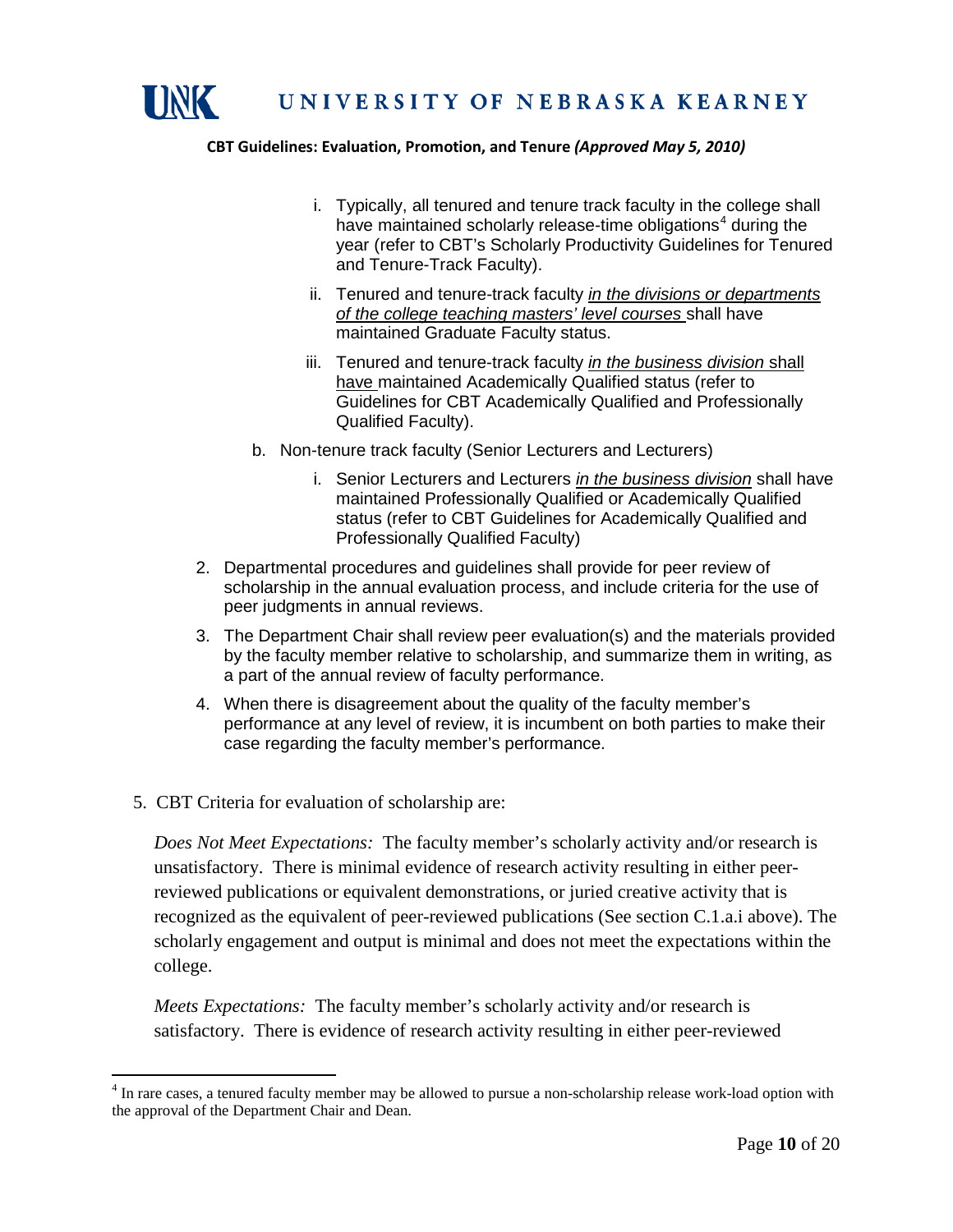i. Typically, all tenured and tenure track faculty in the college shall have maintained scholarly release-time obligations[4] during the year (refer to CBT's Scholarly Productivity Guidelines for Tenured and Tenure-Track Faculty).

ii. Tenured and tenure-track faculty <u>*in the divisions or departments of the college teaching masters' level courses*</u> shall have maintained Graduate Faculty status.

iii. Tenured and tenure-track faculty <u>*in the business division* shall have</u> maintained Academically Qualified status (refer to Guidelines for CBT Academically Qualified and Professionally Qualified Faculty).

b. Non-tenure track faculty (Senior Lecturers and Lecturers)

i. Senior Lecturers and Lecturers <u>*in the business division*</u> shall have maintained Professionally Qualified or Academically Qualified status (refer to CBT Guidelines for Academically Qualified and Professionally Qualified Faculty)

2. Departmental procedures and guidelines shall provide for peer review of scholarship in the annual evaluation process, and include criteria for the use of peer judgments in annual reviews.

3. The Department Chair shall review peer evaluation(s) and the materials provided by the faculty member relative to scholarship, and summarize them in writing, as a part of the annual review of faculty performance.

4. When there is disagreement about the quality of the faculty member's performance at any level of review, it is incumbent on both parties to make their case regarding the faculty member's performance.

5. CBT Criteria for evaluation of scholarship are:

*Does Not Meet Expectations:* The faculty member's scholarly activity and/or research is unsatisfactory. There is minimal evidence of research activity resulting in either peer-reviewed publications or equivalent demonstrations, or juried creative activity that is recognized as the equivalent of peer-reviewed publications (See section C.1.a.i above). The scholarly engagement and output is minimal and does not meet the expectations within the college.

*Meets Expectations:* The faculty member's scholarly activity and/or research is satisfactory. There is evidence of research activity resulting in either peer-reviewed

---

[4] In rare cases, a tenured faculty member may be allowed to pursue a non-scholarship release work-load option with the approval of the Department Chair and Dean.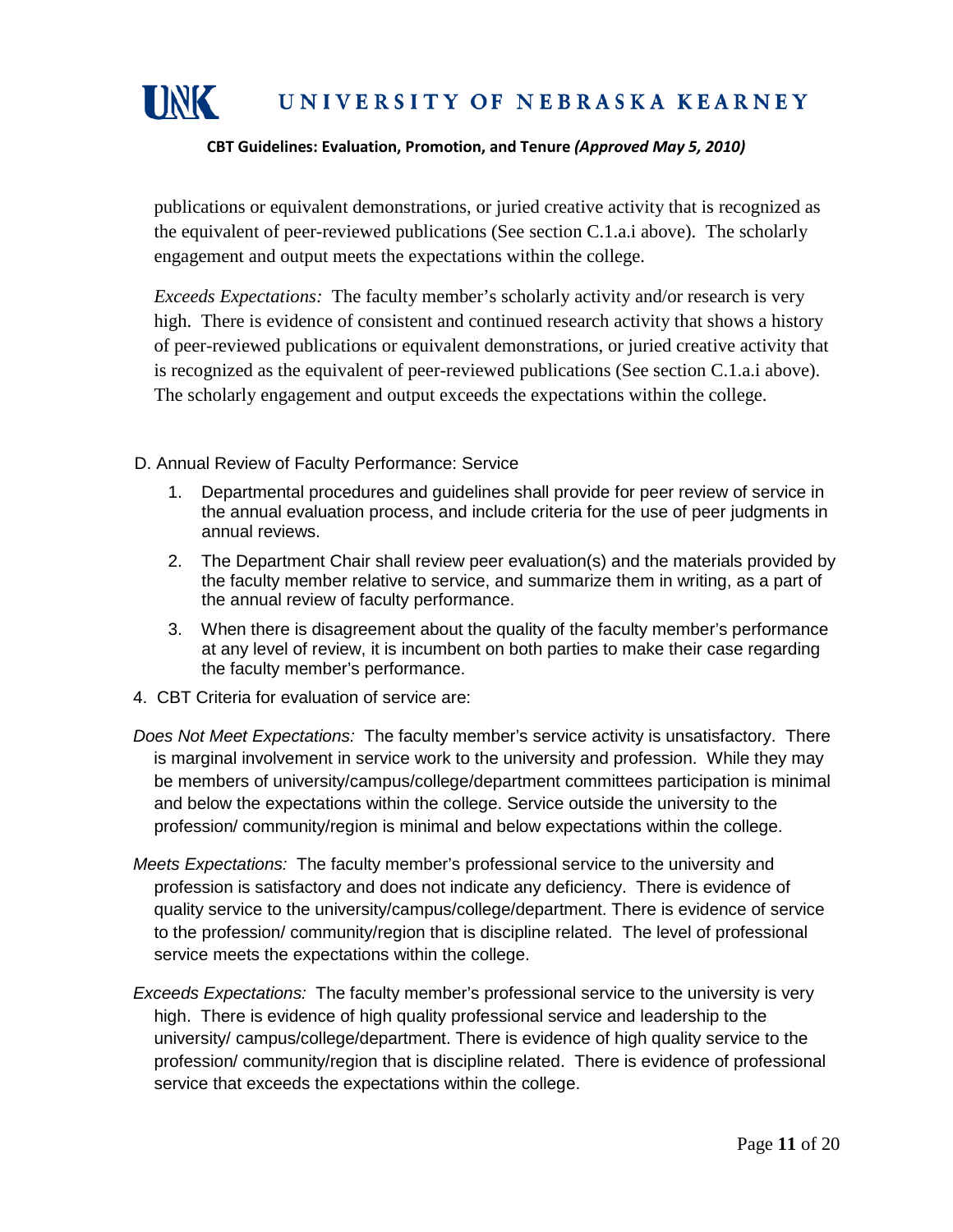publications or equivalent demonstrations, or juried creative activity that is recognized as the equivalent of peer-reviewed publications (See section C.1.a.i above). The scholarly engagement and output meets the expectations within the college.

*Exceeds Expectations:* The faculty member's scholarly activity and/or research is very high. There is evidence of consistent and continued research activity that shows a history of peer-reviewed publications or equivalent demonstrations, or juried creative activity that is recognized as the equivalent of peer-reviewed publications (See section C.1.a.i above). The scholarly engagement and output exceeds the expectations within the college.

D. Annual Review of Faculty Performance: Service

1. Departmental procedures and guidelines shall provide for peer review of service in the annual evaluation process, and include criteria for the use of peer judgments in annual reviews.
2. The Department Chair shall review peer evaluation(s) and the materials provided by the faculty member relative to service, and summarize them in writing, as a part of the annual review of faculty performance.
3. When there is disagreement about the quality of the faculty member's performance at any level of review, it is incumbent on both parties to make their case regarding the faculty member's performance.

4. CBT Criteria for evaluation of service are:

*Does Not Meet Expectations:* The faculty member's service activity is unsatisfactory. There is marginal involvement in service work to the university and profession. While they may be members of university/campus/college/department committees participation is minimal and below the expectations within the college. Service outside the university to the profession/ community/region is minimal and below expectations within the college.

*Meets Expectations:* The faculty member's professional service to the university and profession is satisfactory and does not indicate any deficiency. There is evidence of quality service to the university/campus/college/department. There is evidence of service to the profession/ community/region that is discipline related. The level of professional service meets the expectations within the college.

*Exceeds Expectations:* The faculty member's professional service to the university is very high. There is evidence of high quality professional service and leadership to the university/ campus/college/department. There is evidence of high quality service to the profession/ community/region that is discipline related. There is evidence of professional service that exceeds the expectations within the college.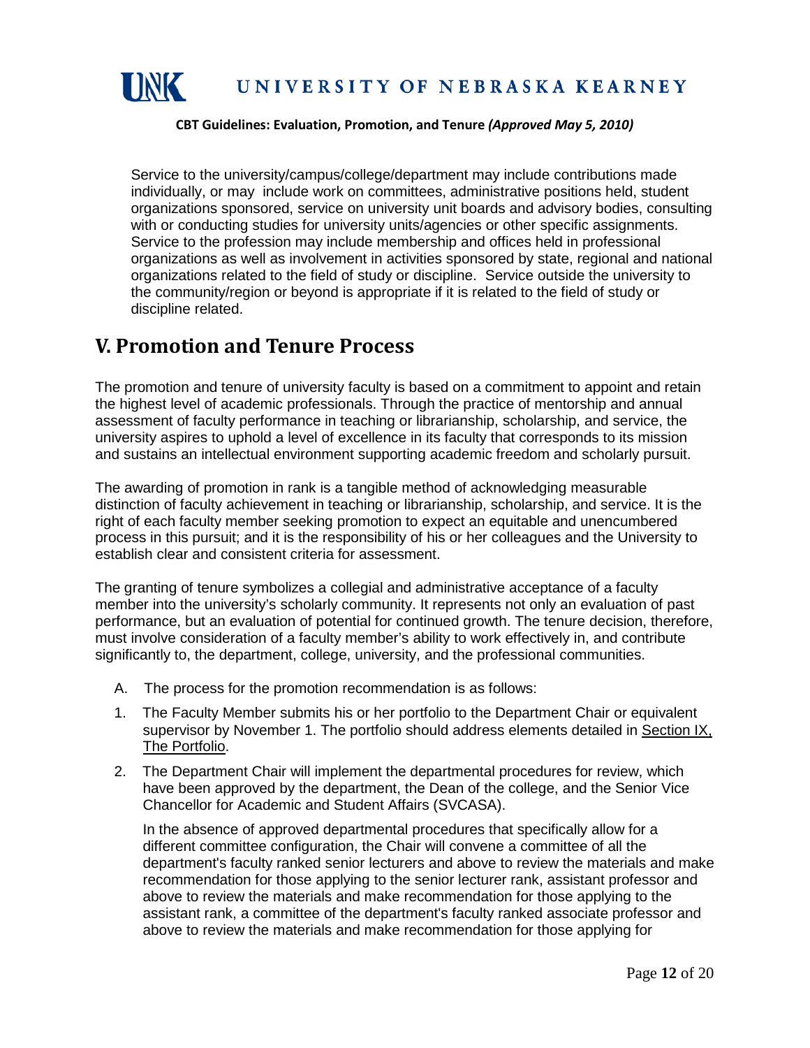Service to the university/campus/college/department may include contributions made individually, or may include work on committees, administrative positions held, student organizations sponsored, service on university unit boards and advisory bodies, consulting with or conducting studies for university units/agencies or other specific assignments. Service to the profession may include membership and offices held in professional organizations as well as involvement in activities sponsored by state, regional and national organizations related to the field of study or discipline. Service outside the university to the community/region or beyond is appropriate if it is related to the field of study or discipline related.

## V. Promotion and Tenure Process

The promotion and tenure of university faculty is based on a commitment to appoint and retain the highest level of academic professionals. Through the practice of mentorship and annual assessment of faculty performance in teaching or librarianship, scholarship, and service, the university aspires to uphold a level of excellence in its faculty that corresponds to its mission and sustains an intellectual environment supporting academic freedom and scholarly pursuit.

The awarding of promotion in rank is a tangible method of acknowledging measurable distinction of faculty achievement in teaching or librarianship, scholarship, and service. It is the right of each faculty member seeking promotion to expect an equitable and unencumbered process in this pursuit; and it is the responsibility of his or her colleagues and the University to establish clear and consistent criteria for assessment.

The granting of tenure symbolizes a collegial and administrative acceptance of a faculty member into the university's scholarly community. It represents not only an evaluation of past performance, but an evaluation of potential for continued growth. The tenure decision, therefore, must involve consideration of a faculty member's ability to work effectively in, and contribute significantly to, the department, college, university, and the professional communities.

A. The process for the promotion recommendation is as follows:

1. The Faculty Member submits his or her portfolio to the Department Chair or equivalent supervisor by November 1. The portfolio should address elements detailed in Section IX, The Portfolio.

2. The Department Chair will implement the departmental procedures for review, which have been approved by the department, the Dean of the college, and the Senior Vice Chancellor for Academic and Student Affairs (SVCASA).

   In the absence of approved departmental procedures that specifically allow for a different committee configuration, the Chair will convene a committee of all the department's faculty ranked senior lecturers and above to review the materials and make recommendation for those applying to the senior lecturer rank, assistant professor and above to review the materials and make recommendation for those applying to the assistant rank, a committee of the department's faculty ranked associate professor and above to review the materials and make recommendation for those applying for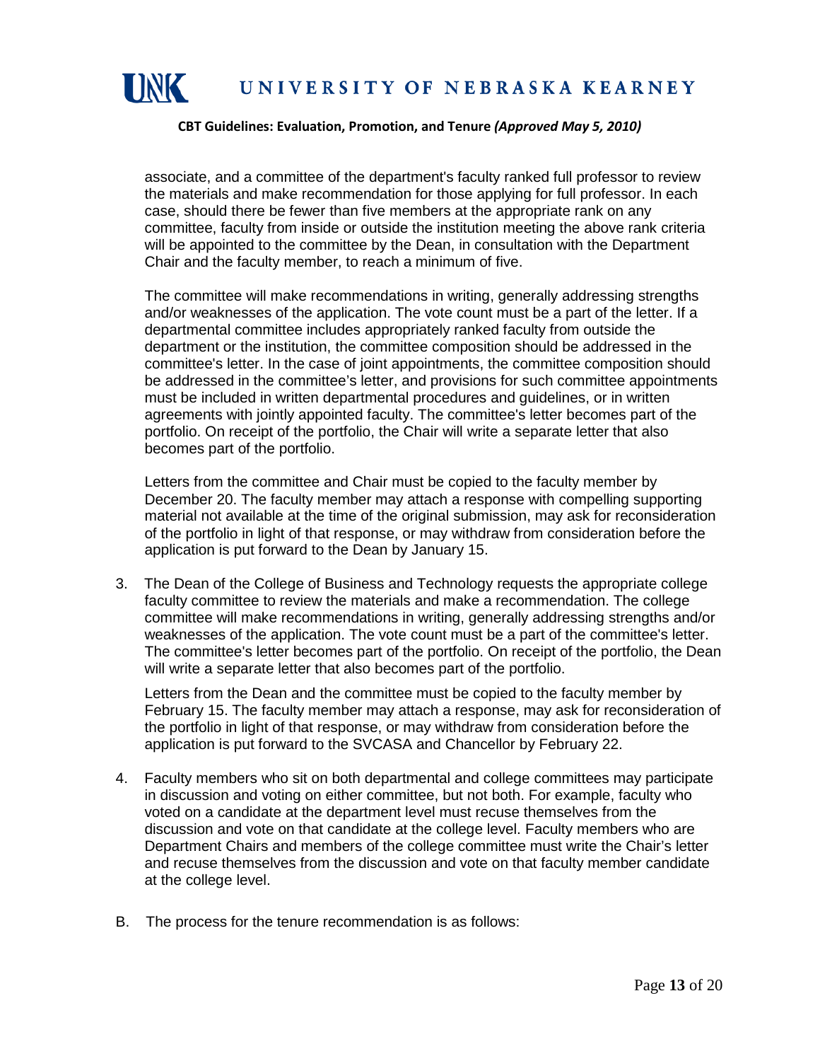associate, and a committee of the department's faculty ranked full professor to review the materials and make recommendation for those applying for full professor. In each case, should there be fewer than five members at the appropriate rank on any committee, faculty from inside or outside the institution meeting the above rank criteria will be appointed to the committee by the Dean, in consultation with the Department Chair and the faculty member, to reach a minimum of five.

The committee will make recommendations in writing, generally addressing strengths and/or weaknesses of the application. The vote count must be a part of the letter. If a departmental committee includes appropriately ranked faculty from outside the department or the institution, the committee composition should be addressed in the committee's letter. In the case of joint appointments, the committee composition should be addressed in the committee's letter, and provisions for such committee appointments must be included in written departmental procedures and guidelines, or in written agreements with jointly appointed faculty. The committee's letter becomes part of the portfolio. On receipt of the portfolio, the Chair will write a separate letter that also becomes part of the portfolio.

Letters from the committee and Chair must be copied to the faculty member by December 20. The faculty member may attach a response with compelling supporting material not available at the time of the original submission, may ask for reconsideration of the portfolio in light of that response, or may withdraw from consideration before the application is put forward to the Dean by January 15.

3. The Dean of the College of Business and Technology requests the appropriate college faculty committee to review the materials and make a recommendation. The college committee will make recommendations in writing, generally addressing strengths and/or weaknesses of the application. The vote count must be a part of the committee's letter. The committee's letter becomes part of the portfolio. On receipt of the portfolio, the Dean will write a separate letter that also becomes part of the portfolio.

   Letters from the Dean and the committee must be copied to the faculty member by February 15. The faculty member may attach a response, may ask for reconsideration of the portfolio in light of that response, or may withdraw from consideration before the application is put forward to the SVCASA and Chancellor by February 22.

4. Faculty members who sit on both departmental and college committees may participate in discussion and voting on either committee, but not both. For example, faculty who voted on a candidate at the department level must recuse themselves from the discussion and vote on that candidate at the college level. Faculty members who are Department Chairs and members of the college committee must write the Chair's letter and recuse themselves from the discussion and vote on that faculty member candidate at the college level.

B. The process for the tenure recommendation is as follows: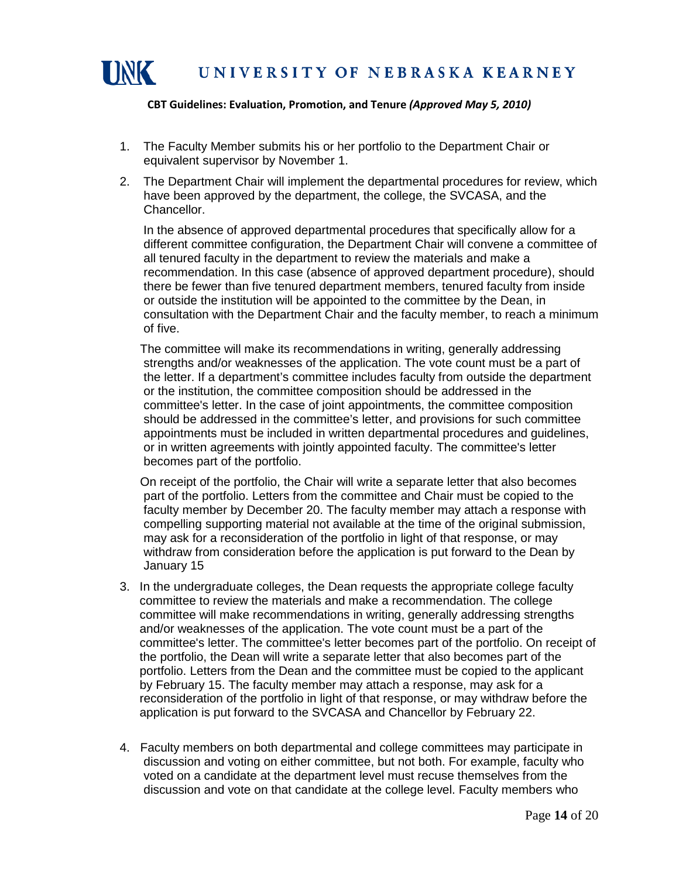1. The Faculty Member submits his or her portfolio to the Department Chair or equivalent supervisor by November 1.

2. The Department Chair will implement the departmental procedures for review, which have been approved by the department, the college, the SVCASA, and the Chancellor.

   In the absence of approved departmental procedures that specifically allow for a different committee configuration, the Department Chair will convene a committee of all tenured faculty in the department to review the materials and make a recommendation. In this case (absence of approved department procedure), should there be fewer than five tenured department members, tenured faculty from inside or outside the institution will be appointed to the committee by the Dean, in consultation with the Department Chair and the faculty member, to reach a minimum of five.

   The committee will make its recommendations in writing, generally addressing strengths and/or weaknesses of the application. The vote count must be a part of the letter. If a department's committee includes faculty from outside the department or the institution, the committee composition should be addressed in the committee's letter. In the case of joint appointments, the committee composition should be addressed in the committee's letter, and provisions for such committee appointments must be included in written departmental procedures and guidelines, or in written agreements with jointly appointed faculty. The committee's letter becomes part of the portfolio.

   On receipt of the portfolio, the Chair will write a separate letter that also becomes part of the portfolio. Letters from the committee and Chair must be copied to the faculty member by December 20. The faculty member may attach a response with compelling supporting material not available at the time of the original submission, may ask for a reconsideration of the portfolio in light of that response, or may withdraw from consideration before the application is put forward to the Dean by January 15

3. In the undergraduate colleges, the Dean requests the appropriate college faculty committee to review the materials and make a recommendation. The college committee will make recommendations in writing, generally addressing strengths and/or weaknesses of the application. The vote count must be a part of the committee's letter. The committee's letter becomes part of the portfolio. On receipt of the portfolio, the Dean will write a separate letter that also becomes part of the portfolio. Letters from the Dean and the committee must be copied to the applicant by February 15. The faculty member may attach a response, may ask for a reconsideration of the portfolio in light of that response, or may withdraw before the application is put forward to the SVCASA and Chancellor by February 22.

4. Faculty members on both departmental and college committees may participate in discussion and voting on either committee, but not both. For example, faculty who voted on a candidate at the department level must recuse themselves from the discussion and vote on that candidate at the college level. Faculty members who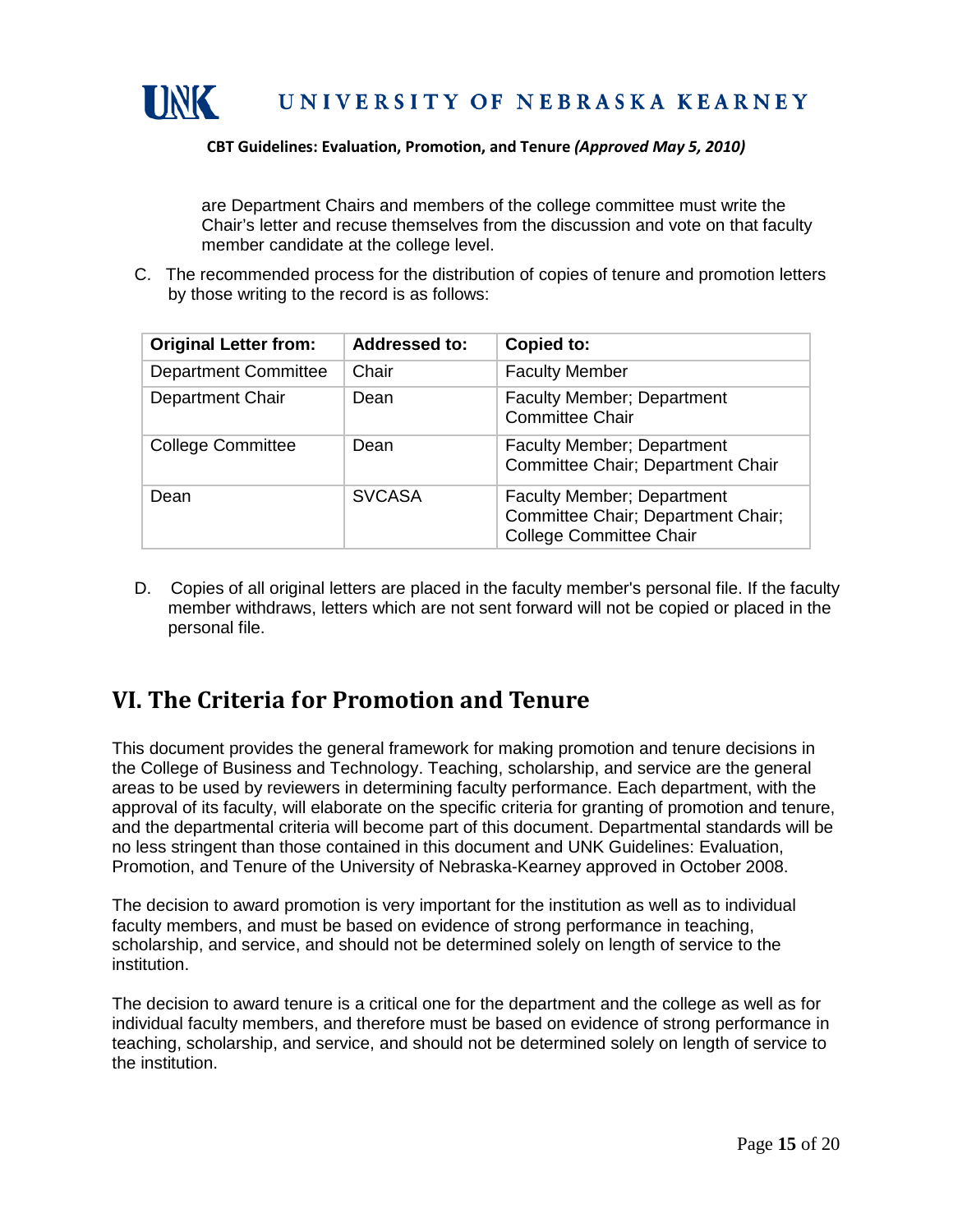are Department Chairs and members of the college committee must write the Chair's letter and recuse themselves from the discussion and vote on that faculty member candidate at the college level.

C. The recommended process for the distribution of copies of tenure and promotion letters by those writing to the record is as follows:

| Original Letter from: | Addressed to: | Copied to: |
|---|---|---|
| Department Committee | Chair | Faculty Member |
| Department Chair | Dean | Faculty Member; Department Committee Chair |
| College Committee | Dean | Faculty Member; Department Committee Chair; Department Chair |
| Dean | SVCASA | Faculty Member; Department Committee Chair; Department Chair; College Committee Chair |

D. Copies of all original letters are placed in the faculty member's personal file. If the faculty member withdraws, letters which are not sent forward will not be copied or placed in the personal file.

## VI. The Criteria for Promotion and Tenure

This document provides the general framework for making promotion and tenure decisions in the College of Business and Technology. Teaching, scholarship, and service are the general areas to be used by reviewers in determining faculty performance. Each department, with the approval of its faculty, will elaborate on the specific criteria for granting of promotion and tenure, and the departmental criteria will become part of this document. Departmental standards will be no less stringent than those contained in this document and UNK Guidelines: Evaluation, Promotion, and Tenure of the University of Nebraska-Kearney approved in October 2008.

The decision to award promotion is very important for the institution as well as to individual faculty members, and must be based on evidence of strong performance in teaching, scholarship, and service, and should not be determined solely on length of service to the institution.

The decision to award tenure is a critical one for the department and the college as well as for individual faculty members, and therefore must be based on evidence of strong performance in teaching, scholarship, and service, and should not be determined solely on length of service to the institution.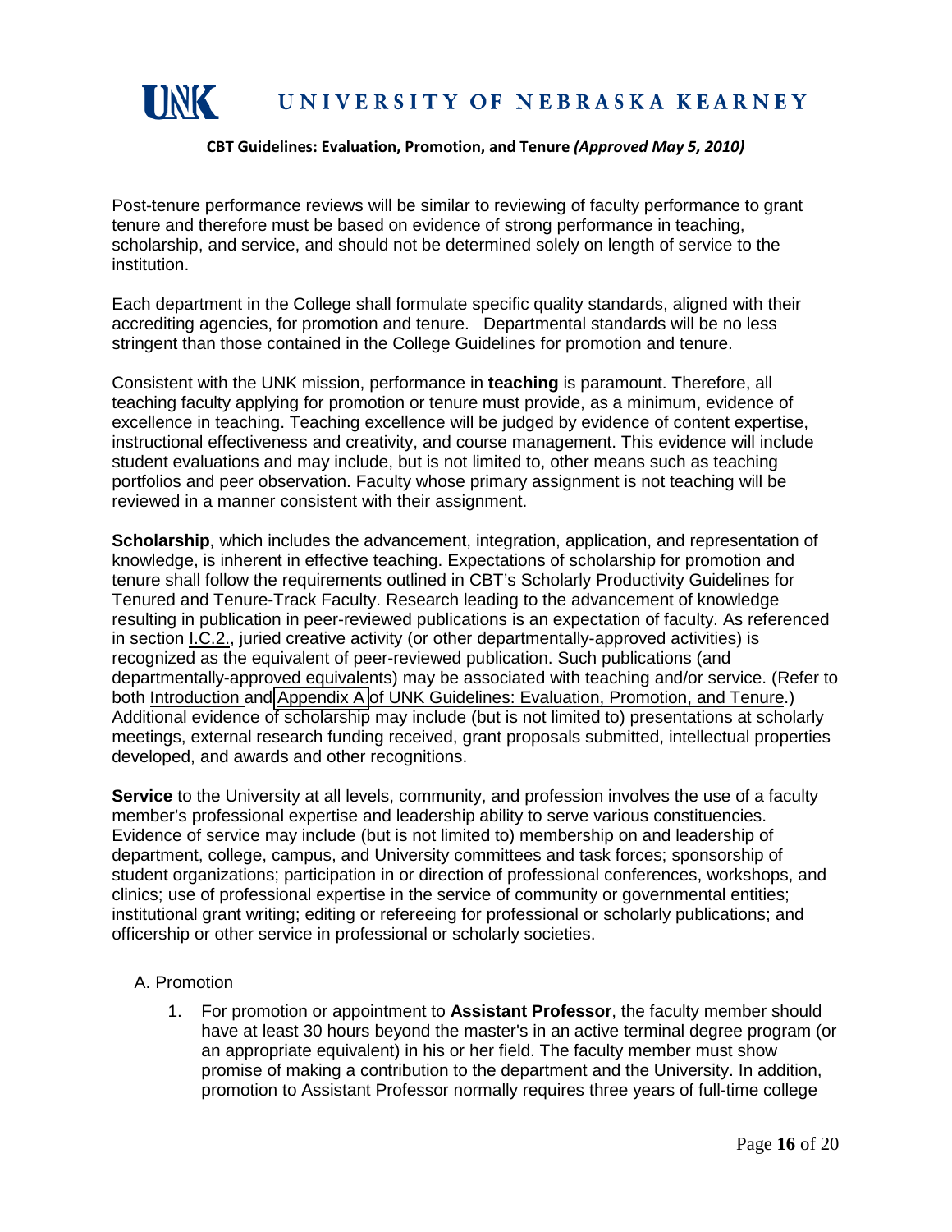Post-tenure performance reviews will be similar to reviewing of faculty performance to grant tenure and therefore must be based on evidence of strong performance in teaching, scholarship, and service, and should not be determined solely on length of service to the institution.

Each department in the College shall formulate specific quality standards, aligned with their accrediting agencies, for promotion and tenure. Departmental standards will be no less stringent than those contained in the College Guidelines for promotion and tenure.

Consistent with the UNK mission, performance in **teaching** is paramount. Therefore, all teaching faculty applying for promotion or tenure must provide, as a minimum, evidence of excellence in teaching. Teaching excellence will be judged by evidence of content expertise, instructional effectiveness and creativity, and course management. This evidence will include student evaluations and may include, but is not limited to, other means such as teaching portfolios and peer observation. Faculty whose primary assignment is not teaching will be reviewed in a manner consistent with their assignment.

**Scholarship**, which includes the advancement, integration, application, and representation of knowledge, is inherent in effective teaching. Expectations of scholarship for promotion and tenure shall follow the requirements outlined in CBT's Scholarly Productivity Guidelines for Tenured and Tenure-Track Faculty. Research leading to the advancement of knowledge resulting in publication in peer-reviewed publications is an expectation of faculty. As referenced in section I.C.2., juried creative activity (or other departmentally-approved activities) is recognized as the equivalent of peer-reviewed publication. Such publications (and departmentally-approved equivalents) may be associated with teaching and/or service. (Refer to both Introduction and Appendix A of UNK Guidelines: Evaluation, Promotion, and Tenure.) Additional evidence of scholarship may include (but is not limited to) presentations at scholarly meetings, external research funding received, grant proposals submitted, intellectual properties developed, and awards and other recognitions.

**Service** to the University at all levels, community, and profession involves the use of a faculty member's professional expertise and leadership ability to serve various constituencies. Evidence of service may include (but is not limited to) membership on and leadership of department, college, campus, and University committees and task forces; sponsorship of student organizations; participation in or direction of professional conferences, workshops, and clinics; use of professional expertise in the service of community or governmental entities; institutional grant writing; editing or refereeing for professional or scholarly publications; and officership or other service in professional or scholarly societies.

A. Promotion

1. For promotion or appointment to **Assistant Professor**, the faculty member should have at least 30 hours beyond the master's in an active terminal degree program (or an appropriate equivalent) in his or her field. The faculty member must show promise of making a contribution to the department and the University. In addition, promotion to Assistant Professor normally requires three years of full-time college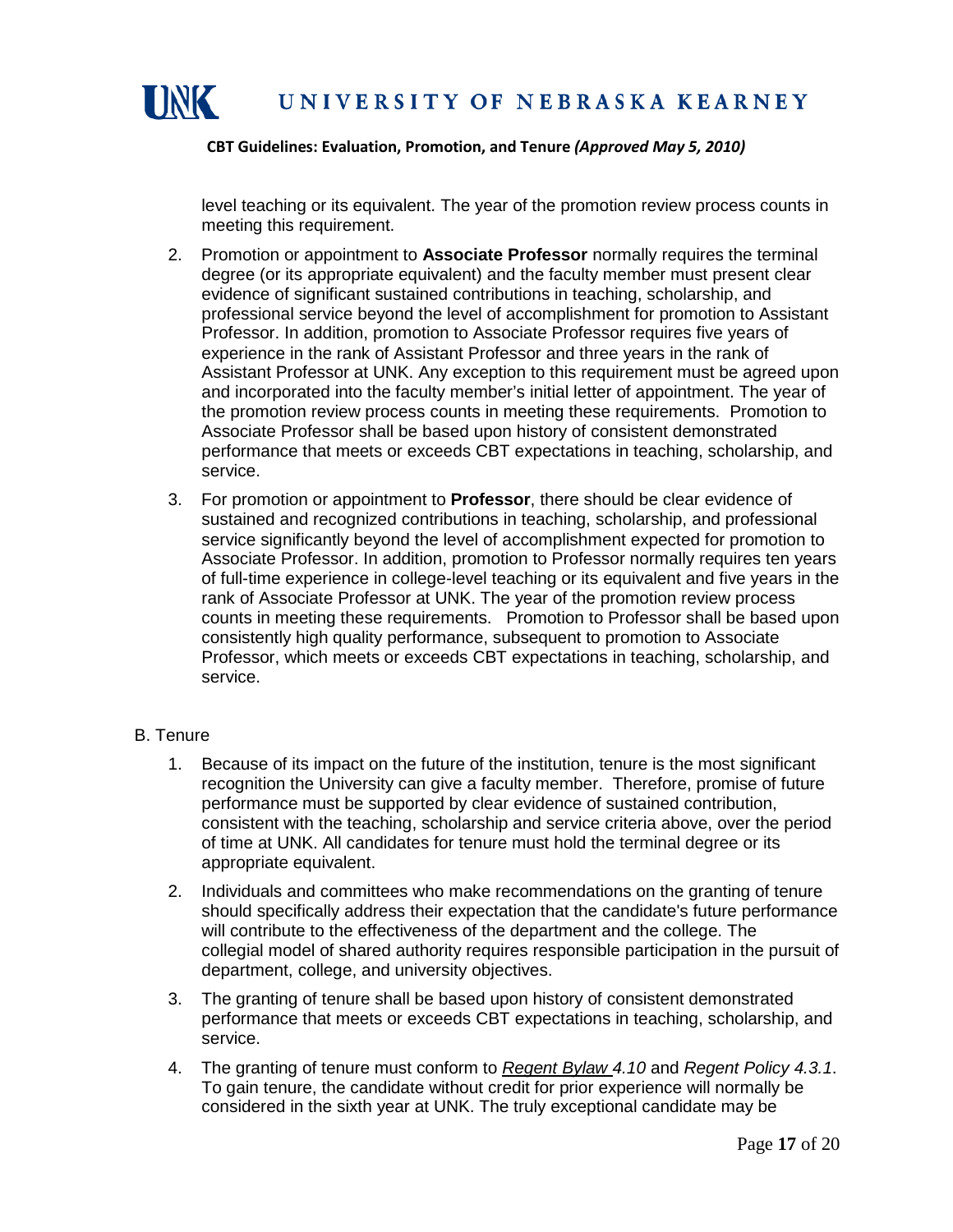level teaching or its equivalent. The year of the promotion review process counts in meeting this requirement.

2. Promotion or appointment to **Associate Professor** normally requires the terminal degree (or its appropriate equivalent) and the faculty member must present clear evidence of significant sustained contributions in teaching, scholarship, and professional service beyond the level of accomplishment for promotion to Assistant Professor. In addition, promotion to Associate Professor requires five years of experience in the rank of Assistant Professor and three years in the rank of Assistant Professor at UNK. Any exception to this requirement must be agreed upon and incorporated into the faculty member's initial letter of appointment. The year of the promotion review process counts in meeting these requirements. Promotion to Associate Professor shall be based upon history of consistent demonstrated performance that meets or exceeds CBT expectations in teaching, scholarship, and service.

3. For promotion or appointment to **Professor**, there should be clear evidence of sustained and recognized contributions in teaching, scholarship, and professional service significantly beyond the level of accomplishment expected for promotion to Associate Professor. In addition, promotion to Professor normally requires ten years of full-time experience in college-level teaching or its equivalent and five years in the rank of Associate Professor at UNK. The year of the promotion review process counts in meeting these requirements. Promotion to Professor shall be based upon consistently high quality performance, subsequent to promotion to Associate Professor, which meets or exceeds CBT expectations in teaching, scholarship, and service.

B. Tenure

1. Because of its impact on the future of the institution, tenure is the most significant recognition the University can give a faculty member. Therefore, promise of future performance must be supported by clear evidence of sustained contribution, consistent with the teaching, scholarship and service criteria above, over the period of time at UNK. All candidates for tenure must hold the terminal degree or its appropriate equivalent.

2. Individuals and committees who make recommendations on the granting of tenure should specifically address their expectation that the candidate's future performance will contribute to the effectiveness of the department and the college. The collegial model of shared authority requires responsible participation in the pursuit of department, college, and university objectives.

3. The granting of tenure shall be based upon history of consistent demonstrated performance that meets or exceeds CBT expectations in teaching, scholarship, and service.

4. The granting of tenure must conform to *Regent Bylaw 4.10* and *Regent Policy 4.3.1*. To gain tenure, the candidate without credit for prior experience will normally be considered in the sixth year at UNK. The truly exceptional candidate may be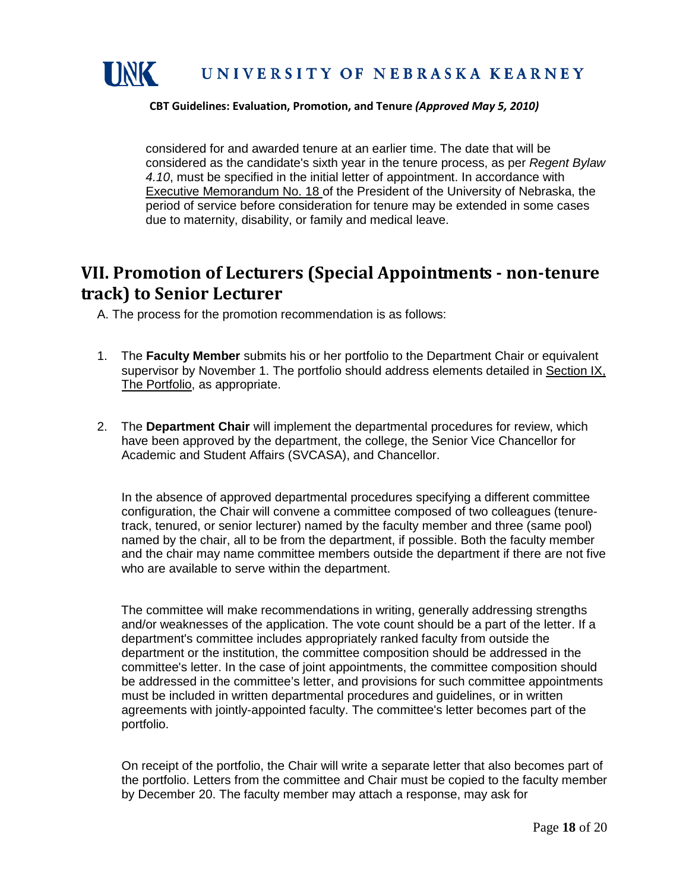considered for and awarded tenure at an earlier time. The date that will be considered as the candidate's sixth year in the tenure process, as per *Regent Bylaw 4.10*, must be specified in the initial letter of appointment. In accordance with Executive Memorandum No. 18 of the President of the University of Nebraska, the period of service before consideration for tenure may be extended in some cases due to maternity, disability, or family and medical leave.

## VII. Promotion of Lecturers (Special Appointments - non-tenure track) to Senior Lecturer

A. The process for the promotion recommendation is as follows:

1. The **Faculty Member** submits his or her portfolio to the Department Chair or equivalent supervisor by November 1. The portfolio should address elements detailed in Section IX, The Portfolio, as appropriate.

2. The **Department Chair** will implement the departmental procedures for review, which have been approved by the department, the college, the Senior Vice Chancellor for Academic and Student Affairs (SVCASA), and Chancellor.

   In the absence of approved departmental procedures specifying a different committee configuration, the Chair will convene a committee composed of two colleagues (tenure-track, tenured, or senior lecturer) named by the faculty member and three (same pool) named by the chair, all to be from the department, if possible. Both the faculty member and the chair may name committee members outside the department if there are not five who are available to serve within the department.

   The committee will make recommendations in writing, generally addressing strengths and/or weaknesses of the application. The vote count should be a part of the letter. If a department's committee includes appropriately ranked faculty from outside the department or the institution, the committee composition should be addressed in the committee's letter. In the case of joint appointments, the committee composition should be addressed in the committee's letter, and provisions for such committee appointments must be included in written departmental procedures and guidelines, or in written agreements with jointly-appointed faculty. The committee's letter becomes part of the portfolio.

   On receipt of the portfolio, the Chair will write a separate letter that also becomes part of the portfolio. Letters from the committee and Chair must be copied to the faculty member by December 20. The faculty member may attach a response, may ask for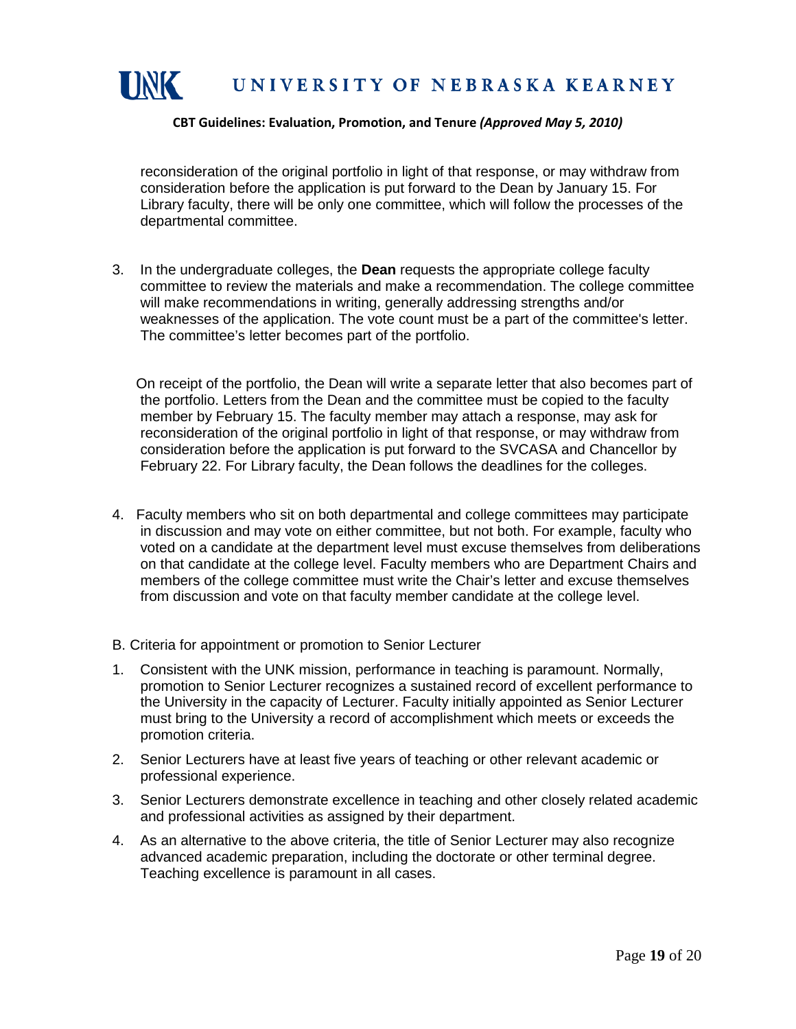reconsideration of the original portfolio in light of that response, or may withdraw from consideration before the application is put forward to the Dean by January 15. For Library faculty, there will be only one committee, which will follow the processes of the departmental committee.

3. In the undergraduate colleges, the **Dean** requests the appropriate college faculty committee to review the materials and make a recommendation. The college committee will make recommendations in writing, generally addressing strengths and/or weaknesses of the application. The vote count must be a part of the committee's letter. The committee's letter becomes part of the portfolio.

   On receipt of the portfolio, the Dean will write a separate letter that also becomes part of the portfolio. Letters from the Dean and the committee must be copied to the faculty member by February 15. The faculty member may attach a response, may ask for reconsideration of the original portfolio in light of that response, or may withdraw from consideration before the application is put forward to the SVCASA and Chancellor by February 22. For Library faculty, the Dean follows the deadlines for the colleges.

4. Faculty members who sit on both departmental and college committees may participate in discussion and may vote on either committee, but not both. For example, faculty who voted on a candidate at the department level must excuse themselves from deliberations on that candidate at the college level. Faculty members who are Department Chairs and members of the college committee must write the Chair's letter and excuse themselves from discussion and vote on that faculty member candidate at the college level.

B. Criteria for appointment or promotion to Senior Lecturer

1. Consistent with the UNK mission, performance in teaching is paramount. Normally, promotion to Senior Lecturer recognizes a sustained record of excellent performance to the University in the capacity of Lecturer. Faculty initially appointed as Senior Lecturer must bring to the University a record of accomplishment which meets or exceeds the promotion criteria.
2. Senior Lecturers have at least five years of teaching or other relevant academic or professional experience.
3. Senior Lecturers demonstrate excellence in teaching and other closely related academic and professional activities as assigned by their department.
4. As an alternative to the above criteria, the title of Senior Lecturer may also recognize advanced academic preparation, including the doctorate or other terminal degree. Teaching excellence is paramount in all cases.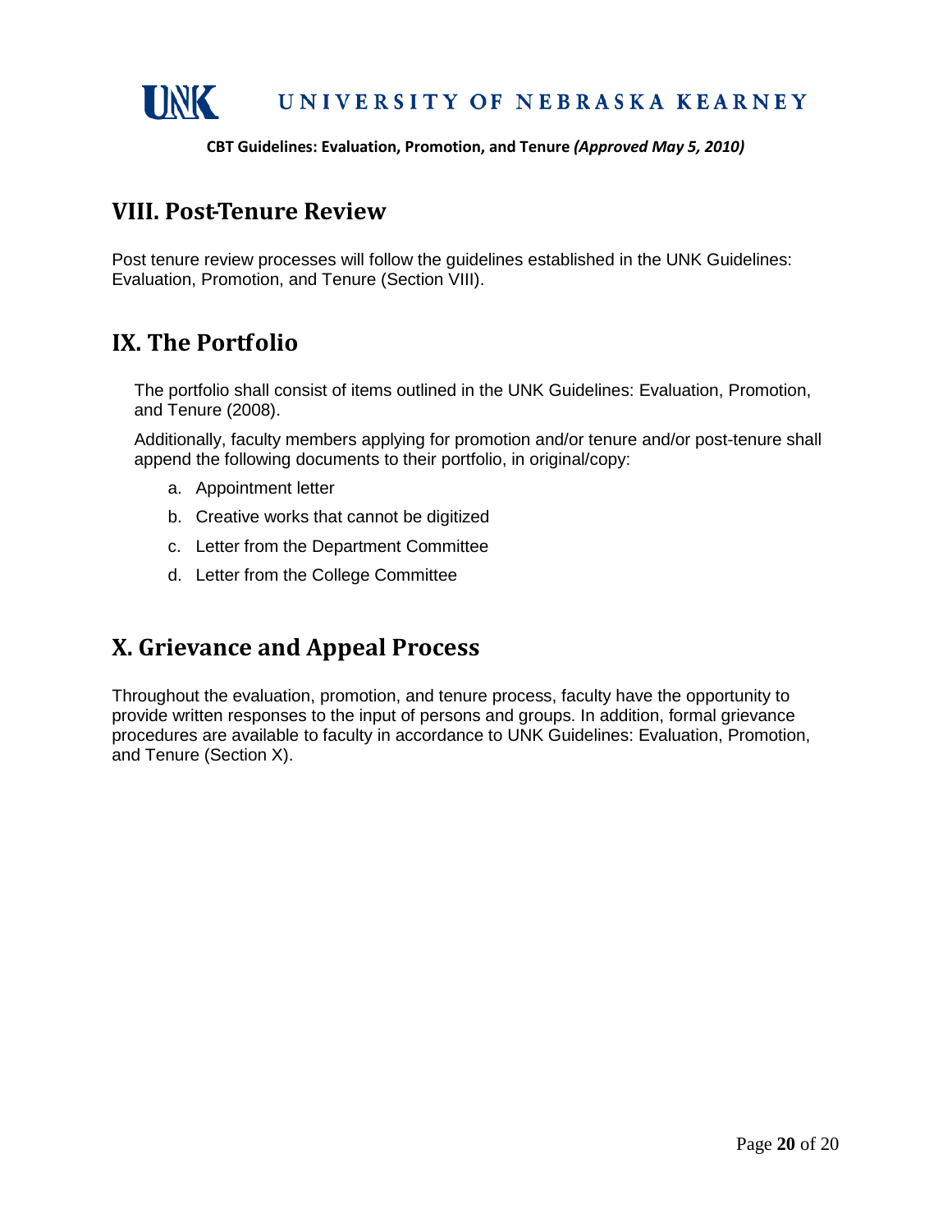## VIII. Post-Tenure Review

Post tenure review processes will follow the guidelines established in the UNK Guidelines: Evaluation, Promotion, and Tenure (Section VIII).

## IX. The Portfolio

The portfolio shall consist of items outlined in the UNK Guidelines: Evaluation, Promotion, and Tenure (2008).

Additionally, faculty members applying for promotion and/or tenure and/or post-tenure shall append the following documents to their portfolio, in original/copy:

a. Appointment letter
b. Creative works that cannot be digitized
c. Letter from the Department Committee
d. Letter from the College Committee

## X. Grievance and Appeal Process

Throughout the evaluation, promotion, and tenure process, faculty have the opportunity to provide written responses to the input of persons and groups. In addition, formal grievance procedures are available to faculty in accordance to UNK Guidelines: Evaluation, Promotion, and Tenure (Section X).